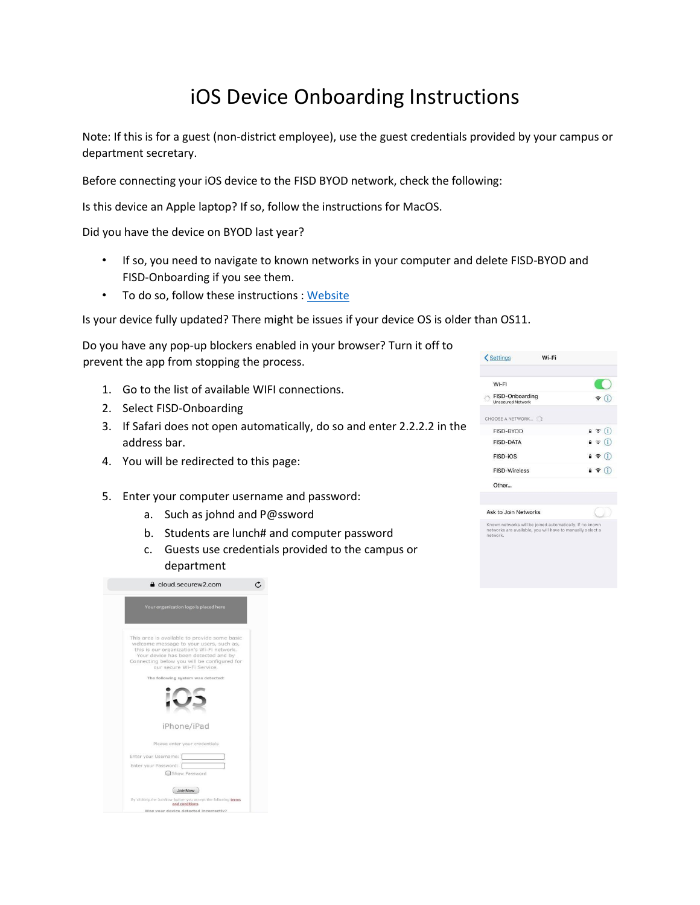# iOS Device Onboarding Instructions

Note: If this is for a guest (non-district employee), use the guest credentials provided by your campus or department secretary.

Before connecting your iOS device to the FISD BYOD network, check the following:

Is this device an Apple laptop? If so, follow the instructions for MacOS.

Did you have the device on BYOD last year?

- If so, you need to navigate to known networks in your computer and delete FISD-BYOD and FISD-Onboarding if you see them.
- To do so, follow these instructions : [Website]

Is your device fully updated? There might be issues if your device OS is older than OS11.

Do you have any pop-up blockers enabled in your browser? Turn it off to prevent the app from stopping the process.

1. Go to the list of available WIFI connections.
2. Select FISD-Onboarding
3. If Safari does not open automatically, do so and enter 2.2.2.2 in the address bar.
4. You will be redirected to this page:
5. Enter your computer username and password:
   a. Such as johnd and P@ssword
   b. Students are lunch# and computer password
   c. Guests use credentials provided to the campus or department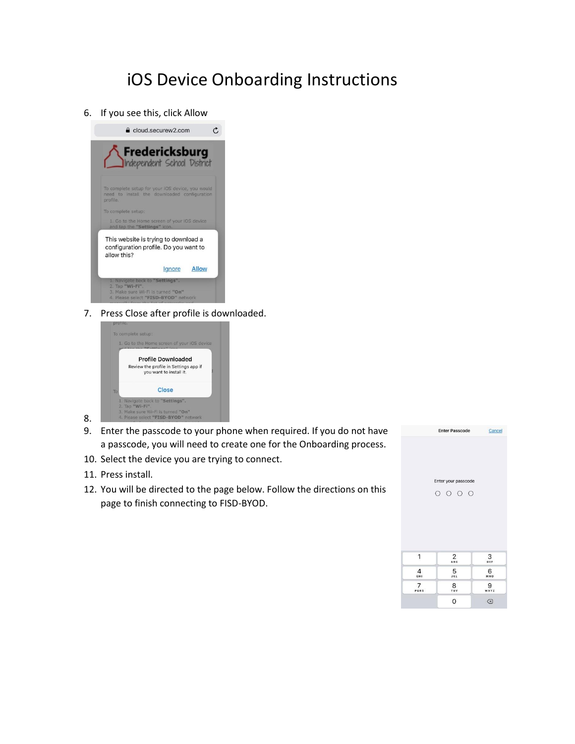# iOS Device Onboarding Instructions

6. If you see this, click Allow
7. Press Close after profile is downloaded.
8. 
9. Enter the passcode to your phone when required. If you do not have a passcode, you will need to create one for the Onboarding process.
10. Select the device you are trying to connect.
11. Press install.
12. You will be directed to the page below. Follow the directions on this page to finish connecting to FISD-BYOD.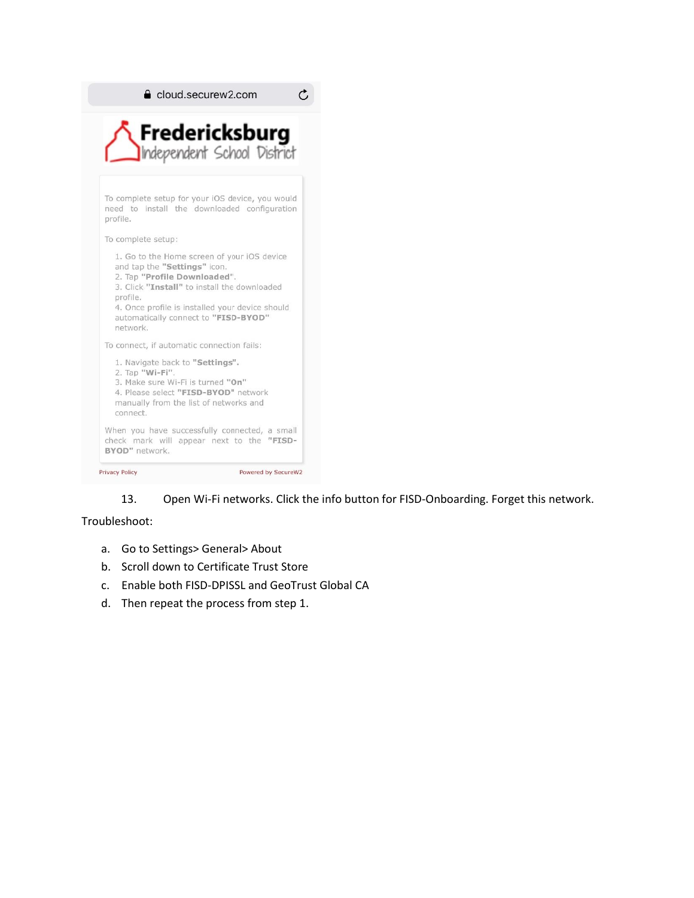cloud.securew2.com

**Fredericksburg**
Independent School District

To complete setup for your iOS device, you would need to install the downloaded configuration profile.

To complete setup:

1. Go to the Home screen of your iOS device and tap the **"Settings"** icon.
2. Tap **"Profile Downloaded"**.
3. Click **"Install"** to install the downloaded profile.
4. Once profile is installed your device should automatically connect to **"FISD-BYOD"** network.

To connect, if automatic connection fails:

1. Navigate back to **"Settings"**.
2. Tap **"Wi-Fi"**.
3. Make sure Wi-Fi is turned **"On"**
4. Please select **"FISD-BYOD"** network manually from the list of networks and connect.

When you have successfully connected, a small check mark will appear next to the **"FISD-BYOD"** network.

Privacy Policy

Powered by SecureW2

13. Open Wi-Fi networks. Click the info button for FISD-Onboarding. Forget this network.

Troubleshoot:

a. Go to Settings> General> About
b. Scroll down to Certificate Trust Store
c. Enable both FISD-DPISSL and GeoTrust Global CA
d. Then repeat the process from step 1.